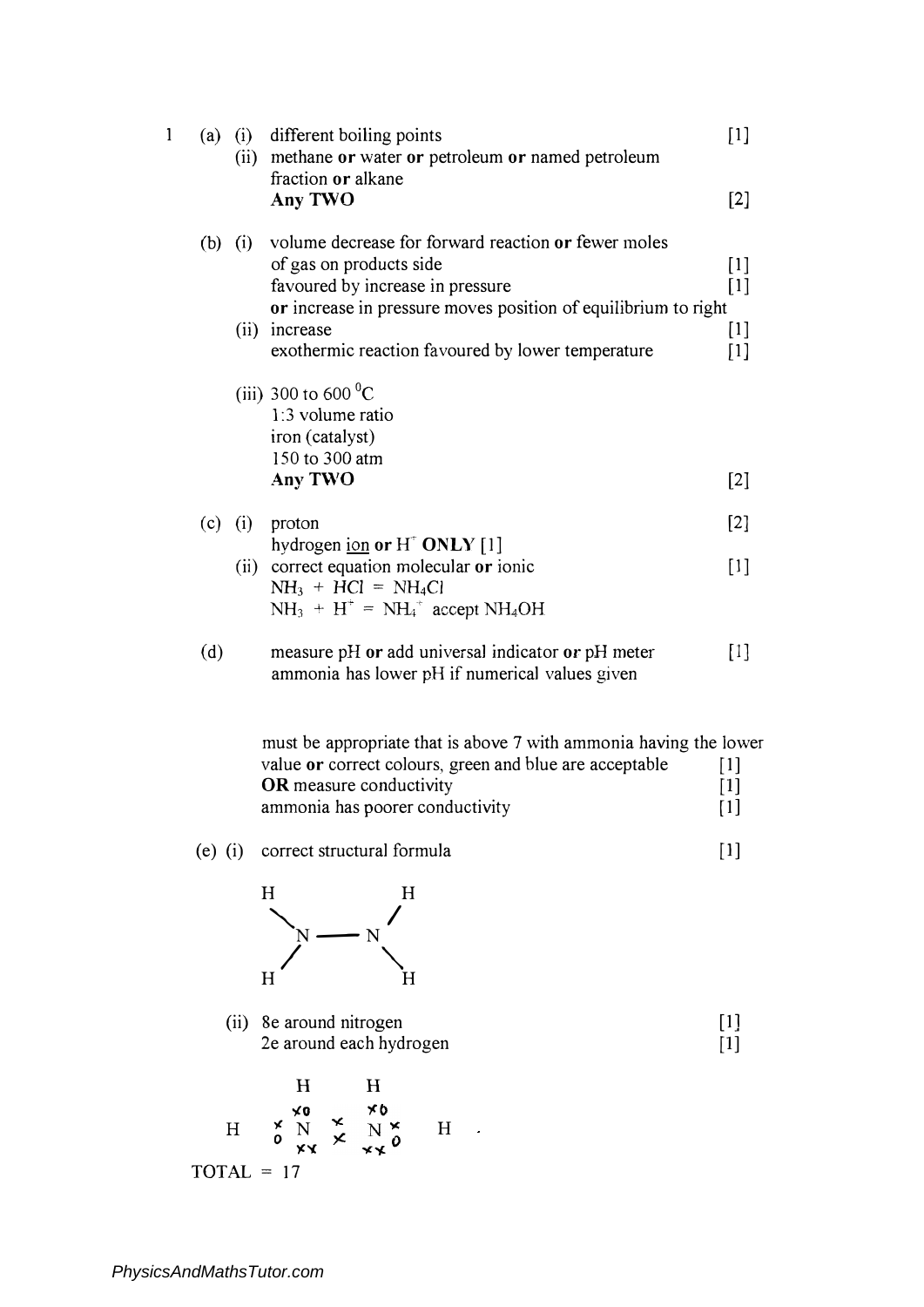1 (a) (i) different boiling points [1]

(ii) methane **or** water **or** petroleum **or** named petroleum fraction **or** alkane
**Any TWO** [2]

(b) (i) volume decrease for forward reaction **or** fewer moles of gas on products side [1]
favoured by increase in pressure [1]
**or** increase in pressure moves position of equilibrium to right

(ii) increase [1]
exothermic reaction favoured by lower temperature [1]

(iii) 300 to 600 $^0$C
1:3 volume ratio
iron (catalyst)
150 to 300 atm
**Any TWO** [2]

(c) (i) proton [2]
hydrogen <u>ion</u> **or** $H^+$ **ONLY** [1]

(ii) correct equation molecular **or** ionic [1]
$NH_3 + HCl = NH_4Cl$
$NH_3 + H^+ = NH_4^+$ accept $NH_4OH$

(d) measure pH **or** add universal indicator **or** pH meter [1]
ammonia has lower pH if numerical values given

must be appropriate that is above 7 with ammonia having the lower value **or** correct colours, green and blue are acceptable [1]
**OR** measure conductivity [1]
ammonia has poorer conductivity [1]

(e) (i) correct structural formula [1]

```
H           H
 \         /
  N ——— N
 /         \
H           H
```

(ii) 8e around nitrogen [1]
2e around each hydrogen [1]

```
        H       H
       xo      xo
H   x N  x   N x   H
    o    x      o
       xx      xx
```

TOTAL = 17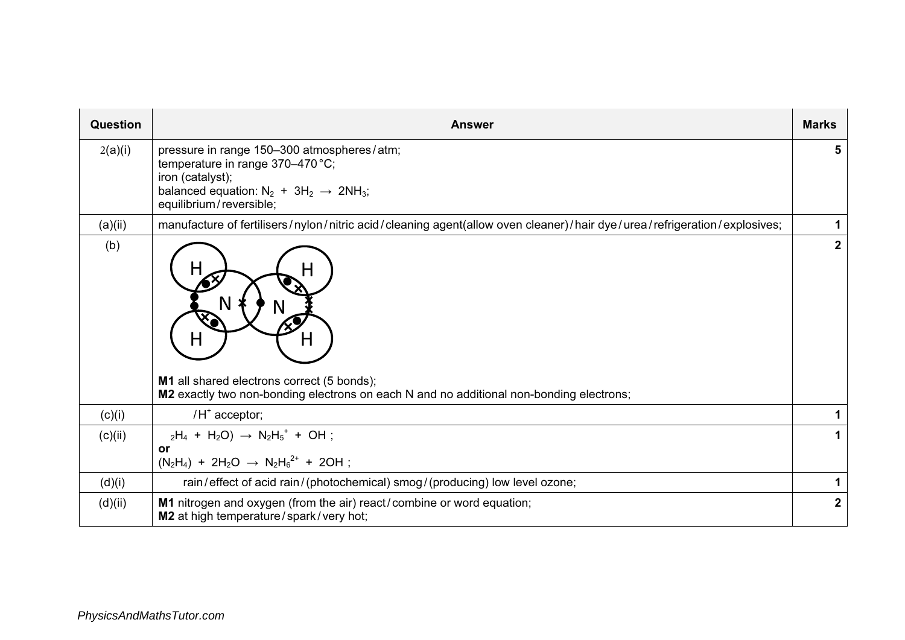| Question | Answer | Marks |
|---|---|---|
| 2(a)(i) | pressure in range 150–300 atmospheres / atm;<br>temperature in range 370–470 °C;<br>iron (catalyst);<br>balanced equation: $N_2 + 3H_2 \rightarrow 2NH_3$;<br>equilibrium / reversible; | **5** |
| (a)(ii) | manufacture of fertilisers / nylon / nitric acid / cleaning agent(allow oven cleaner) / hair dye / urea / refrigeration / explosives; | **1** |
| (b) | **M1** all shared electrons correct (5 bonds);<br>**M2** exactly two non-bonding electrons on each N and no additional non-bonding electrons; | **2** |
| (c)(i) | / $H^+$ acceptor; | **1** |
| (c)(ii) | $_2H_4$ + $H_2O$) $\rightarrow$ $N_2H_5^+$ + OH ;<br>**or**<br>($N_2H_4$) + $2H_2O$ $\rightarrow$ $N_2H_6^{2+}$ + 2OH ; | **1** |
| (d)(i) | rain / effect of acid rain / (photochemical) smog / (producing) low level ozone; | **1** |
| (d)(ii) | **M1** nitrogen and oxygen (from the air) react / combine or word equation;<br>**M2** at high temperature / spark / very hot; | **2** |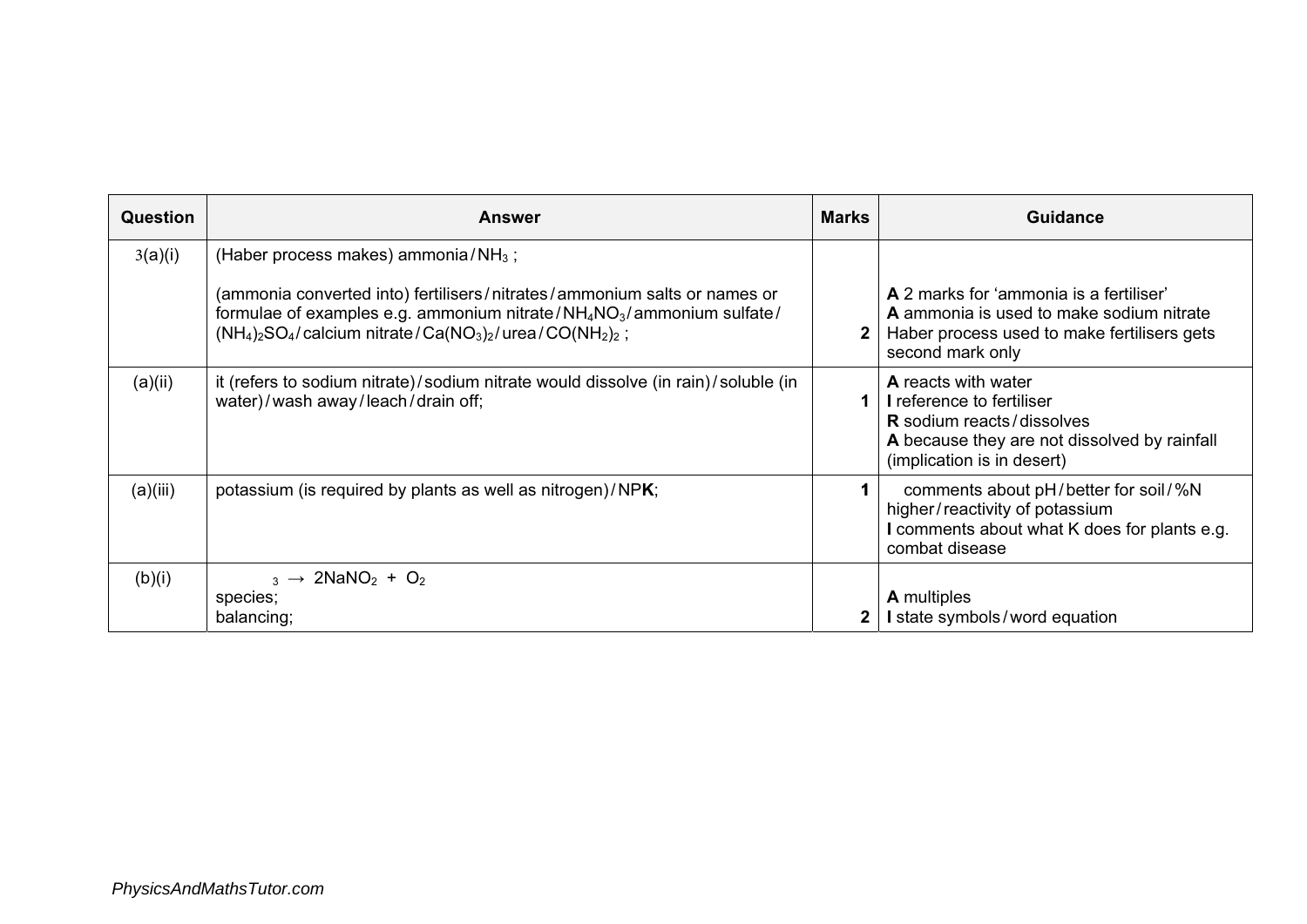| Question | Answer | Marks | Guidance |
| --- | --- | --- | --- |
| 3(a)(i) | (Haber process makes) ammonia / $NH_3$ ;<br><br>(ammonia converted into) fertilisers / nitrates / ammonium salts or names or formulae of examples e.g. ammonium nitrate / $NH_4NO_3$ / ammonium sulfate / $(NH_4)_2SO_4$ / calcium nitrate / $Ca(NO_3)_2$ / urea / $CO(NH_2)_2$ ; | 2 | **A** 2 marks for 'ammonia is a fertiliser'<br>**A** ammonia is used to make sodium nitrate<br>Haber process used to make fertilisers gets second mark only |
| (a)(ii) | it (refers to sodium nitrate) / sodium nitrate would dissolve (in rain) / soluble (in water) / wash away / leach / drain off; | 1 | **A** reacts with water<br>**I** reference to fertiliser<br>**R** sodium reacts / dissolves<br>**A** because they are not dissolved by rainfall (implication is in desert) |
| (a)(iii) | potassium (is required by plants as well as nitrogen) / NP**K**; | 1 | comments about pH / better for soil / %N higher / reactivity of potassium<br>**I** comments about what K does for plants e.g. combat disease |
| (b)(i) | $_3 \rightarrow 2NaNO_2 + O_2$<br>species;<br>balancing; | 2 | **A** multiples<br>**I** state symbols / word equation |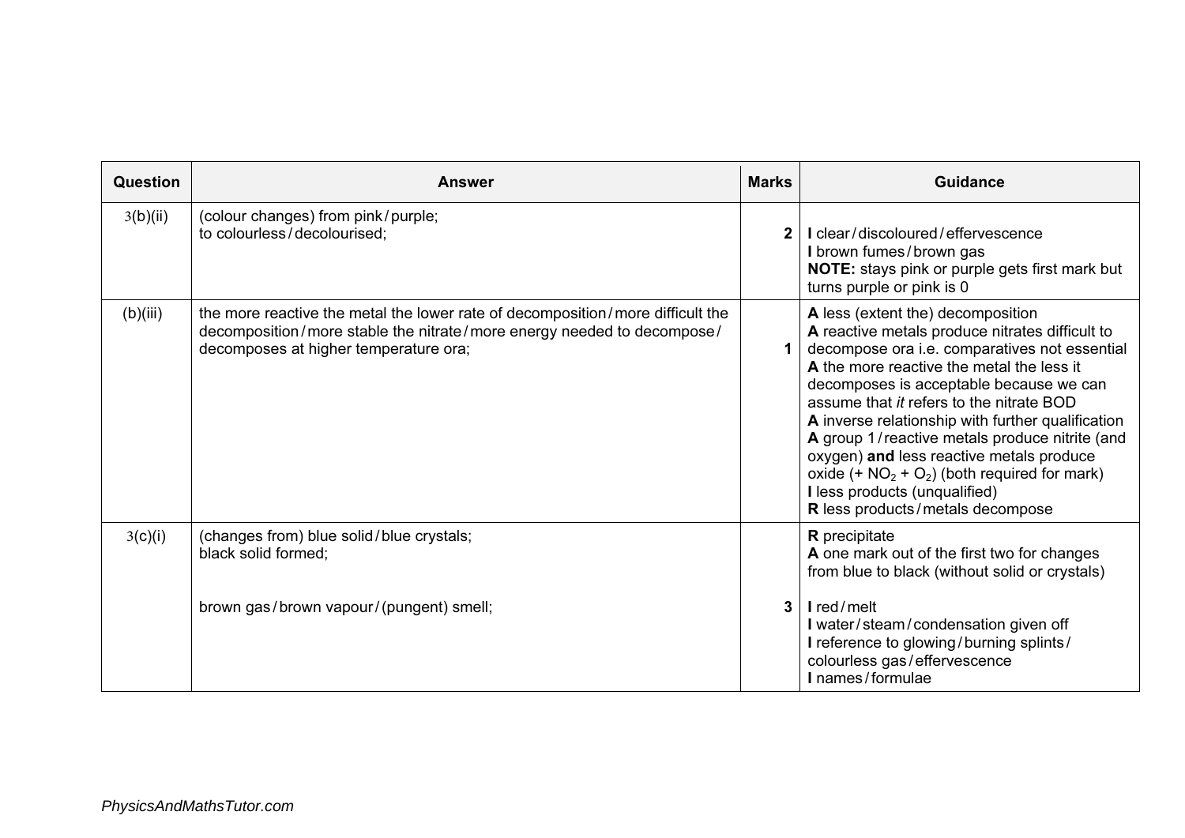| Question | Answer | Marks | Guidance |
|---|---|---|---|
| 3(b)(ii) | (colour changes) from pink / purple;<br>to colourless / decolourised; | 2 | **I** clear / discoloured / effervescence<br>**I** brown fumes / brown gas<br>**NOTE:** stays pink or purple gets first mark but turns purple or pink is 0 |
| (b)(iii) | the more reactive the metal the lower rate of decomposition / more difficult the decomposition / more stable the nitrate / more energy needed to decompose / decomposes at higher temperature ora; | 1 | **A** less (extent the) decomposition<br>**A** reactive metals produce nitrates difficult to decompose ora i.e. comparatives not essential<br>**A** the more reactive the metal the less it decomposes is acceptable because we can assume that *it* refers to the nitrate BOD<br>**A** inverse relationship with further qualification<br>**A** group 1 / reactive metals produce nitrite (and oxygen) **and** less reactive metals produce oxide (+ $NO_2$ + $O_2$) (both required for mark)<br>**I** less products (unqualified)<br>**R** less products / metals decompose |
| 3(c)(i) | (changes from) blue solid / blue crystals;<br>black solid formed;<br><br>brown gas / brown vapour / (pungent) smell; | 3 | **R** precipitate<br>**A** one mark out of the first two for changes from blue to black (without solid or crystals)<br><br>**I** red / melt<br>**I** water / steam / condensation given off<br>**I** reference to glowing / burning splints / colourless gas / effervescence<br>**I** names / formulae |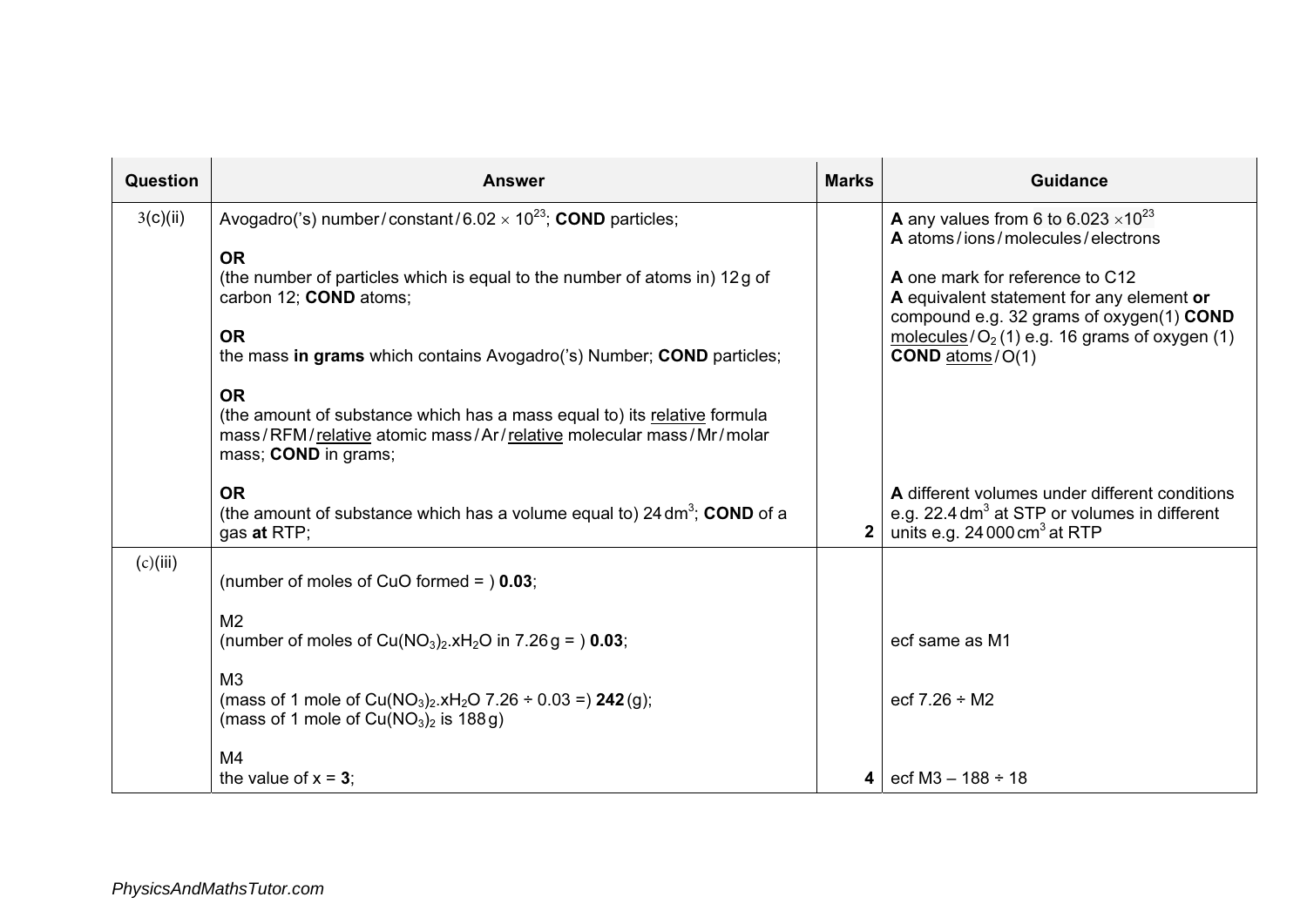| Question | Answer | Marks | Guidance |
|---|---|---|---|
| 3(c)(ii) | Avogadro('s) number / constant / $6.02 \times 10^{23}$; **COND** particles;<br><br>**OR**<br>(the number of particles which is equal to the number of atoms in) 12 g of carbon 12; **COND** atoms;<br><br>**OR**<br>the mass **in grams** which contains Avogadro('s) Number; **COND** particles;<br><br>**OR**<br>(the amount of substance which has a mass equal to) its relative formula mass / RFM / relative atomic mass / Ar / relative molecular mass / Mr / molar mass; **COND** in grams;<br><br>**OR**<br>(the amount of substance which has a volume equal to) 24 $dm^3$; **COND** of a gas **at** RTP; | 2 | **A** any values from 6 to $6.023 \times 10^{23}$<br>**A** atoms / ions / molecules / electrons<br><br>**A** one mark for reference to C12<br>**A** equivalent statement for any element **or** compound e.g. 32 grams of oxygen(1) **COND** molecules / $O_2$ (1) e.g. 16 grams of oxygen (1) **COND** atoms / O(1)<br><br>**A** different volumes under different conditions e.g. 22.4 $dm^3$ at STP or volumes in different units e.g. 24 000 $cm^3$ at RTP |
| (c)(iii) | (number of moles of CuO formed = ) **0.03**;<br><br>M2<br>(number of moles of $Cu(NO_3)_2.xH_2O$ in 7.26 g = ) **0.03**;<br><br>M3<br>(mass of 1 mole of $Cu(NO_3)_2.xH_2O$ 7.26 ÷ 0.03 =) **242** (g);<br>(mass of 1 mole of $Cu(NO_3)_2$ is 188 g)<br><br>M4<br>the value of x = **3**; | 4 | ecf same as M1<br><br>ecf 7.26 ÷ M2<br><br>ecf M3 – 188 ÷ 18 |